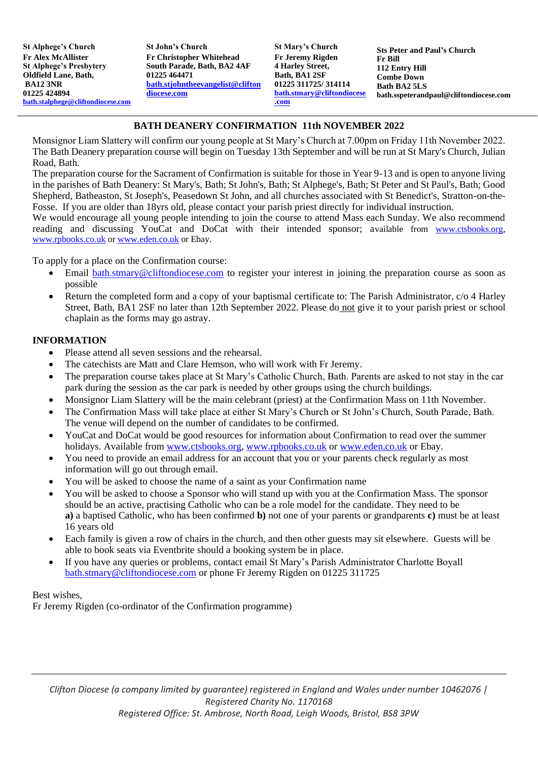**St Alphege's Church**
**Fr Alex McAllister**
**St Alphege's Presbytery**
**Oldfield Lane, Bath,**
**BA12 3NR**
**01225 424894**
**bath.stalphege@cliftondiocese.com**

**St John's Church**
**Fr Christopher Whitehead**
**South Parade, Bath, BA2 4AF**
**01225 464471**
**bath.stjohntheevangelist@cliftondiocese.com**

**St Mary's Church**
**Fr Jeremy Rigden**
**4 Harley Street,**
**Bath, BA1 2SF**
**01225 311725/ 314114**
**bath.stmary@cliftondiocese.com**

**Sts Peter and Paul's Church**
**Fr Bill**
**112 Entry Hill**
**Combe Down**
**Bath BA2 5LS**
**bath.sspeterandpaul@cliftondiocese.com**

## BATH DEANERY CONFIRMATION 11th NOVEMBER 2022

Monsignor Liam Slattery will confirm our young people at St Mary's Church at 7.00pm on Friday 11th November 2022. The Bath Deanery preparation course will begin on Tuesday 13th September and will be run at St Mary's Church, Julian Road, Bath.

The preparation course for the Sacrament of Confirmation is suitable for those in Year 9-13 and is open to anyone living in the parishes of Bath Deanery: St Mary's, Bath; St John's, Bath; St Alphege's, Bath; St Peter and St Paul's, Bath; Good Shepherd, Batheaston, St Joseph's, Peasedown St John, and all churches associated with St Benedict's, Stratton-on-the-Fosse. If you are older than 18yrs old, please contact your parish priest directly for individual instruction.

We would encourage all young people intending to join the course to attend Mass each Sunday. We also recommend reading and discussing YouCat and DoCat with their intended sponsor; available from www.ctsbooks.org, www.rpbooks.co.uk or www.eden.co.uk or Ebay.

To apply for a place on the Confirmation course:

- Email bath.stmary@cliftondiocese.com to register your interest in joining the preparation course as soon as possible
- Return the completed form and a copy of your baptismal certificate to: The Parish Administrator, c/o 4 Harley Street, Bath, BA1 2SF no later than 12th September 2022. Please do not give it to your parish priest or school chaplain as the forms may go astray.

### INFORMATION

- Please attend all seven sessions and the rehearsal.
- The catechists are Matt and Clare Hemson, who will work with Fr Jeremy.
- The preparation course takes place at St Mary's Catholic Church, Bath. Parents are asked to not stay in the car park during the session as the car park is needed by other groups using the church buildings.
- Monsignor Liam Slattery will be the main celebrant (priest) at the Confirmation Mass on 11th November.
- The Confirmation Mass will take place at either St Mary's Church or St John's Church, South Parade, Bath. The venue will depend on the number of candidates to be confirmed.
- YouCat and DoCat would be good resources for information about Confirmation to read over the summer holidays. Available from www.ctsbooks.org, www.rpbooks.co.uk or www.eden.co.uk or Ebay.
- You need to provide an email address for an account that you or your parents check regularly as most information will go out through email.
- You will be asked to choose the name of a saint as your Confirmation name
- You will be asked to choose a Sponsor who will stand up with you at the Confirmation Mass. The sponsor should be an active, practising Catholic who can be a role model for the candidate. They need to be **a)** a baptised Catholic, who has been confirmed **b)** not one of your parents or grandparents **c)** must be at least 16 years old
- Each family is given a row of chairs in the church, and then other guests may sit elsewhere. Guests will be able to book seats via Eventbrite should a booking system be in place.
- If you have any queries or problems, contact email St Mary's Parish Administrator Charlotte Boyall bath.stmary@cliftondiocese.com or phone Fr Jeremy Rigden on 01225 311725

Best wishes,
Fr Jeremy Rigden (co-ordinator of the Confirmation programme)

*Clifton Diocese (a company limited by guarantee) registered in England and Wales under number 10462076 | Registered Charity No. 1170168*
*Registered Office: St. Ambrose, North Road, Leigh Woods, Bristol, BS8 3PW*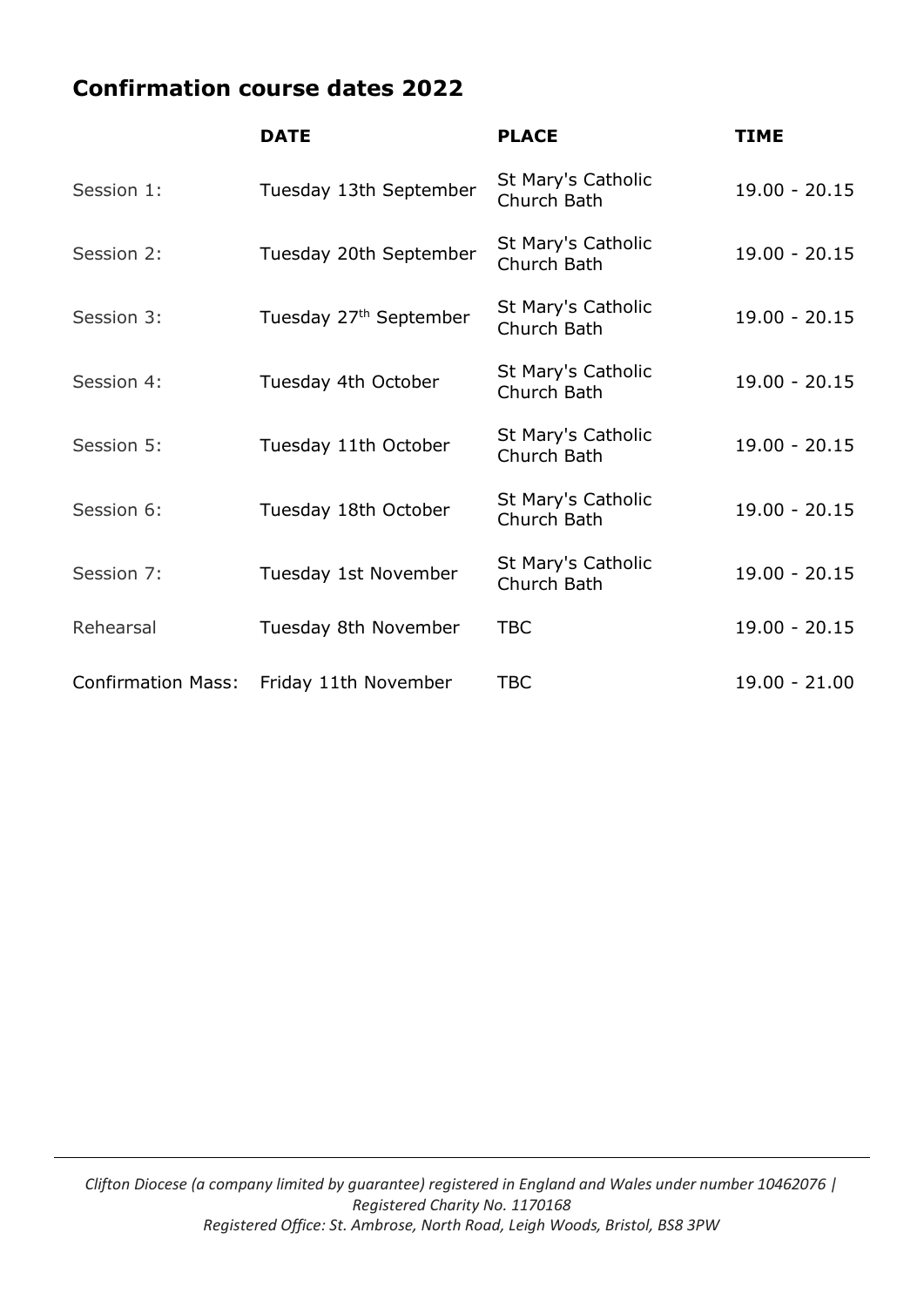## Confirmation course dates 2022

| | DATE | PLACE | TIME |
|---|---|---|---|
| Session 1: | Tuesday 13th September | St Mary's Catholic Church Bath | 19.00 - 20.15 |
| Session 2: | Tuesday 20th September | St Mary's Catholic Church Bath | 19.00 - 20.15 |
| Session 3: | Tuesday 27th September | St Mary's Catholic Church Bath | 19.00 - 20.15 |
| Session 4: | Tuesday 4th October | St Mary's Catholic Church Bath | 19.00 - 20.15 |
| Session 5: | Tuesday 11th October | St Mary's Catholic Church Bath | 19.00 - 20.15 |
| Session 6: | Tuesday 18th October | St Mary's Catholic Church Bath | 19.00 - 20.15 |
| Session 7: | Tuesday 1st November | St Mary's Catholic Church Bath | 19.00 - 20.15 |
| Rehearsal | Tuesday 8th November | TBC | 19.00 - 20.15 |
| Confirmation Mass: | Friday 11th November | TBC | 19.00 - 21.00 |

*Clifton Diocese (a company limited by guarantee) registered in England and Wales under number 10462076 | Registered Charity No. 1170168*
*Registered Office: St. Ambrose, North Road, Leigh Woods, Bristol, BS8 3PW*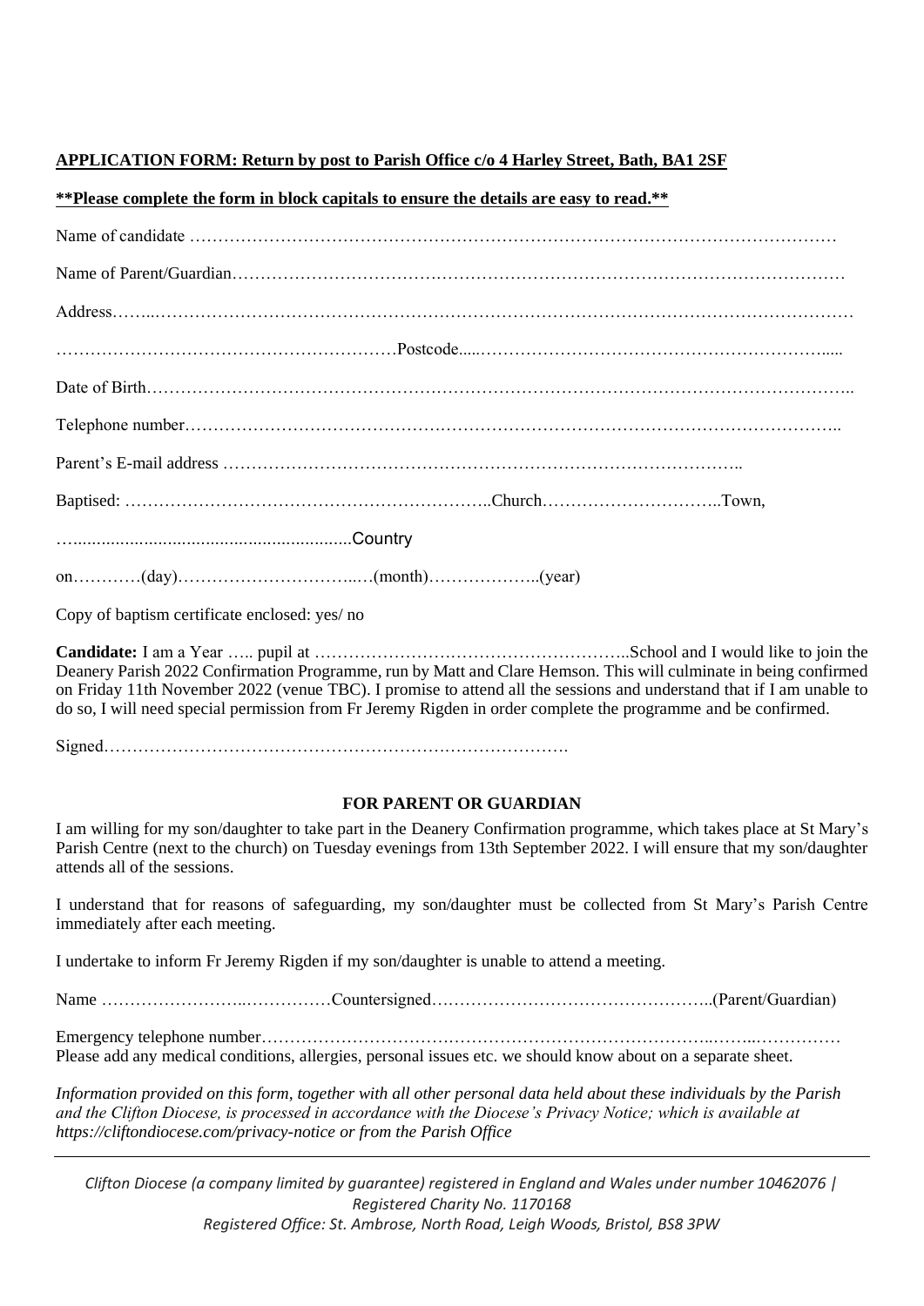**APPLICATION FORM: Return by post to Parish Office c/o 4 Harley Street, Bath, BA1 2SF**

**\*\*Please complete the form in block capitals to ensure the details are easy to read.\*\***

Name of candidate …………………………………………………………………………………………………

Name of Parent/Guardian………………………………………………………………………………………………

Address……..……………………………………………………………………………………………………………

……………………………………………………Postcode.....…………………………………………………….....

Date of Birth……………………………………………………………………………………………………………..

Telephone number………………………………………………………………………………………………….

Parent's E-mail address ……………………………………………………………………………..

Baptised: ………………………………………………………..Church…………………………..Town,

…........................................................Country

on…….……(day)…………………………...…(month)………………..(year)

Copy of baptism certificate enclosed: yes/ no

**Candidate:** I am a Year ….. pupil at ………………………………………………..School and I would like to join the Deanery Parish 2022 Confirmation Programme, run by Matt and Clare Hemson. This will culminate in being confirmed on Friday 11th November 2022 (venue TBC). I promise to attend all the sessions and understand that if I am unable to do so, I will need special permission from Fr Jeremy Rigden in order complete the programme and be confirmed.

Signed……………………………………………………………………….

**FOR PARENT OR GUARDIAN**

I am willing for my son/daughter to take part in the Deanery Confirmation programme, which takes place at St Mary's Parish Centre (next to the church) on Tuesday evenings from 13th September 2022. I will ensure that my son/daughter attends all of the sessions.

I understand that for reasons of safeguarding, my son/daughter must be collected from St Mary's Parish Centre immediately after each meeting.

I undertake to inform Fr Jeremy Rigden if my son/daughter is unable to attend a meeting.

Name ……………………..……………Countersigned…………………………………………..(Parent/Guardian)

Emergency telephone number……………………………………………………………………..……..……………
Please add any medical conditions, allergies, personal issues etc. we should know about on a separate sheet.

*Information provided on this form, together with all other personal data held about these individuals by the Parish and the Clifton Diocese, is processed in accordance with the Diocese's Privacy Notice; which is available at https://cliftondiocese.com/privacy-notice or from the Parish Office*

---

*Clifton Diocese (a company limited by guarantee) registered in England and Wales under number 10462076 | Registered Charity No. 1170168*
*Registered Office: St. Ambrose, North Road, Leigh Woods, Bristol, BS8 3PW*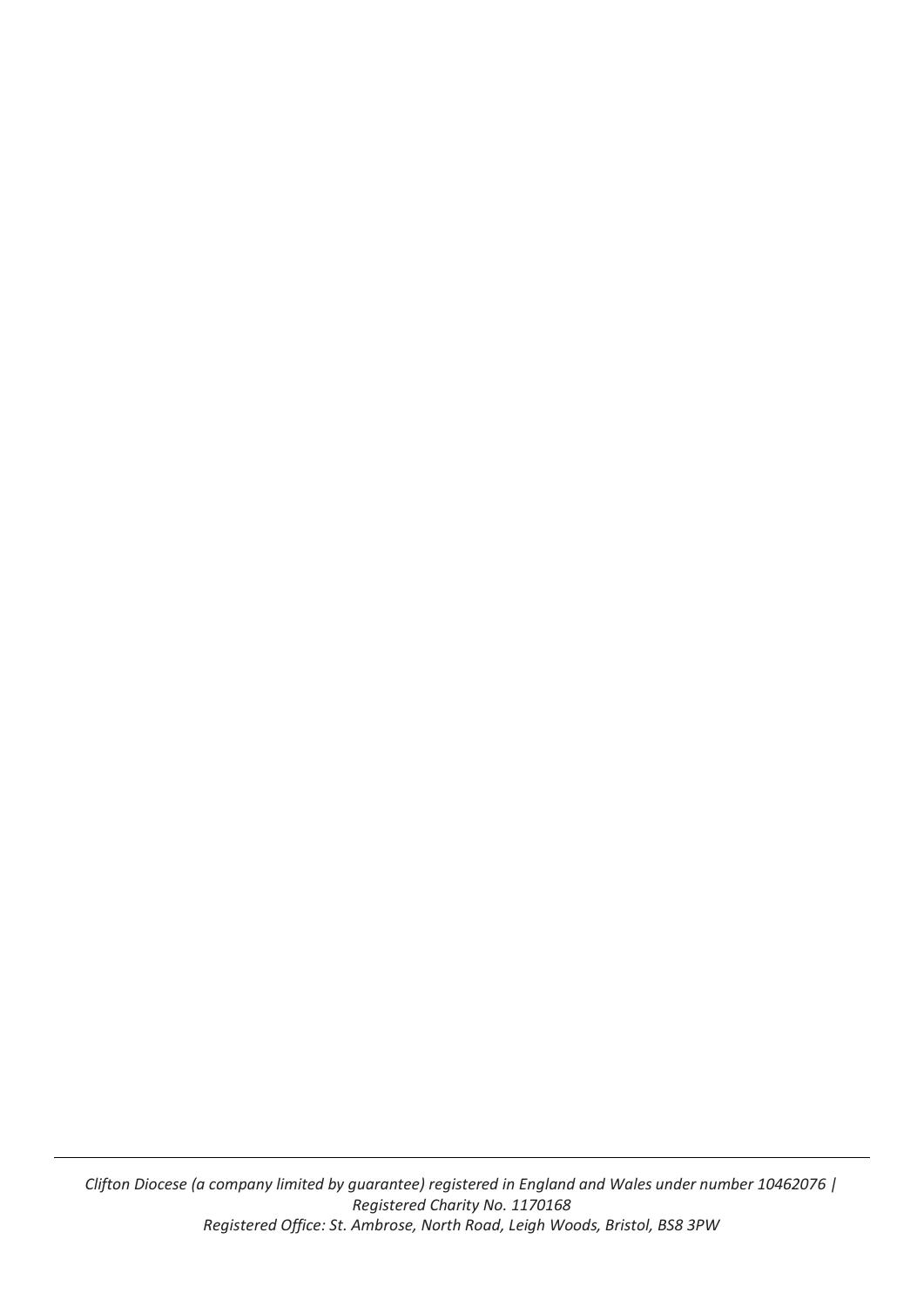*Clifton Diocese (a company limited by guarantee) registered in England and Wales under number 10462076 | Registered Charity No. 1170168*
*Registered Office: St. Ambrose, North Road, Leigh Woods, Bristol, BS8 3PW*